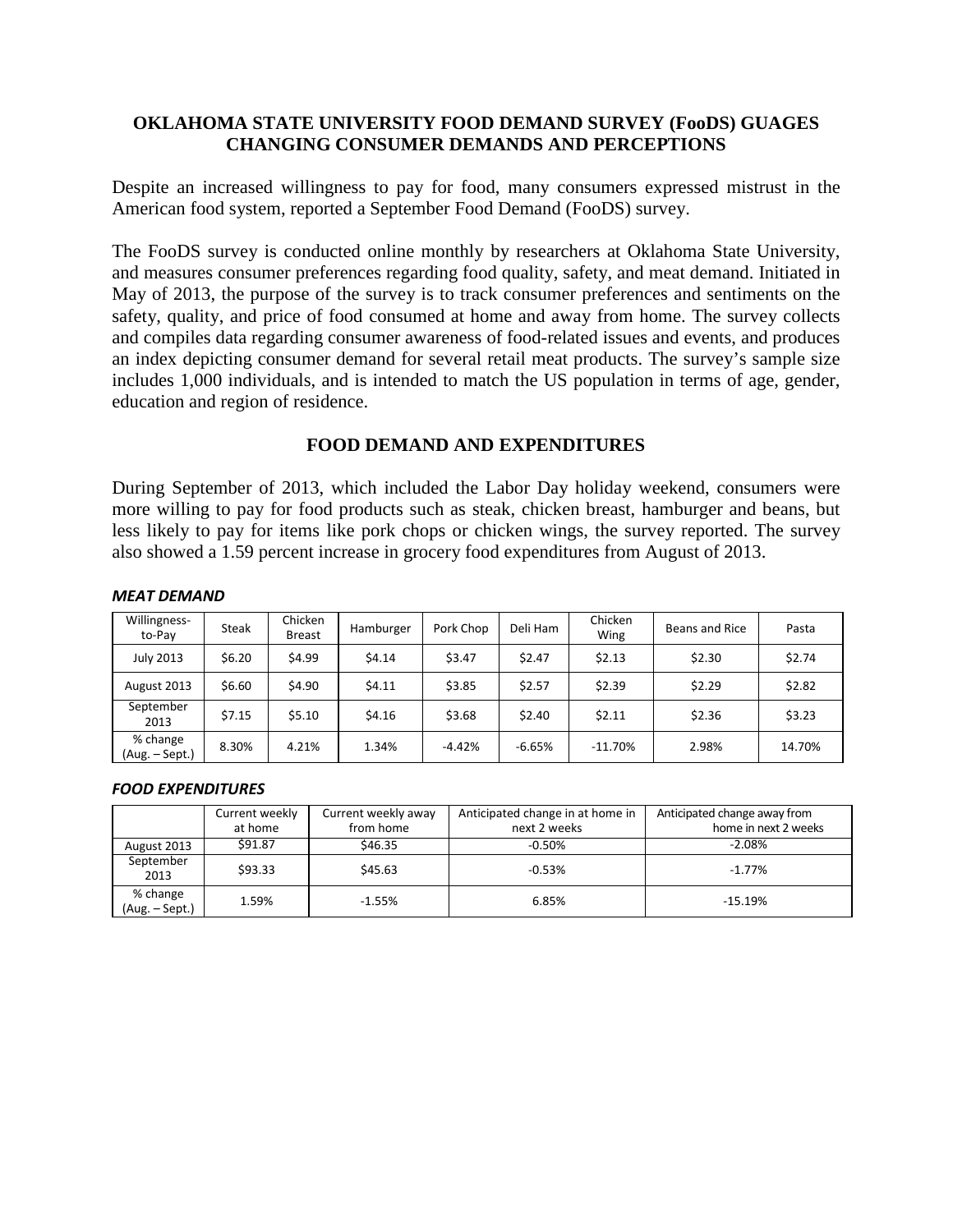# OKLAHOMA STATE UNIVERSITY FOOD DEMAND SURVEY (FooDS) GUAGES CHANGING CONSUMER DEMANDS AND PERCEPTIONS

Despite an increased willingness to pay for food, many consumers expressed mistrust in the American food system, reported a September Food Demand (FooDS) survey.

The FooDS survey is conducted online monthly by researchers at Oklahoma State University, and measures consumer preferences regarding food quality, safety, and meat demand. Initiated in May of 2013, the purpose of the survey is to track consumer preferences and sentiments on the safety, quality, and price of food consumed at home and away from home. The survey collects and compiles data regarding consumer awareness of food-related issues and events, and produces an index depicting consumer demand for several retail meat products. The survey's sample size includes 1,000 individuals, and is intended to match the US population in terms of age, gender, education and region of residence.

## FOOD DEMAND AND EXPENDITURES

During September of 2013, which included the Labor Day holiday weekend, consumers were more willing to pay for food products such as steak, chicken breast, hamburger and beans, but less likely to pay for items like pork chops or chicken wings, the survey reported. The survey also showed a 1.59 percent increase in grocery food expenditures from August of 2013.

***MEAT DEMAND***

| Willingness-to-Pay | Steak | Chicken Breast | Hamburger | Pork Chop | Deli Ham | Chicken Wing | Beans and Rice | Pasta |
|---|---|---|---|---|---|---|---|---|
| July 2013 | $6.20 | $4.99 | $4.14 | $3.47 | $2.47 | $2.13 | $2.30 | $2.74 |
| August 2013 | $6.60 | $4.90 | $4.11 | $3.85 | $2.57 | $2.39 | $2.29 | $2.82 |
| September 2013 | $7.15 | $5.10 | $4.16 | $3.68 | $2.40 | $2.11 | $2.36 | $3.23 |
| % change (Aug. – Sept.) | 8.30% | 4.21% | 1.34% | -4.42% | -6.65% | -11.70% | 2.98% | 14.70% |

***FOOD EXPENDITURES***

| | Current weekly at home | Current weekly away from home | Anticipated change in at home in next 2 weeks | Anticipated change away from home in next 2 weeks |
|---|---|---|---|---|
| August 2013 | $91.87 | $46.35 | -0.50% | -2.08% |
| September 2013 | $93.33 | $45.63 | -0.53% | -1.77% |
| % change (Aug. – Sept.) | 1.59% | -1.55% | 6.85% | -15.19% |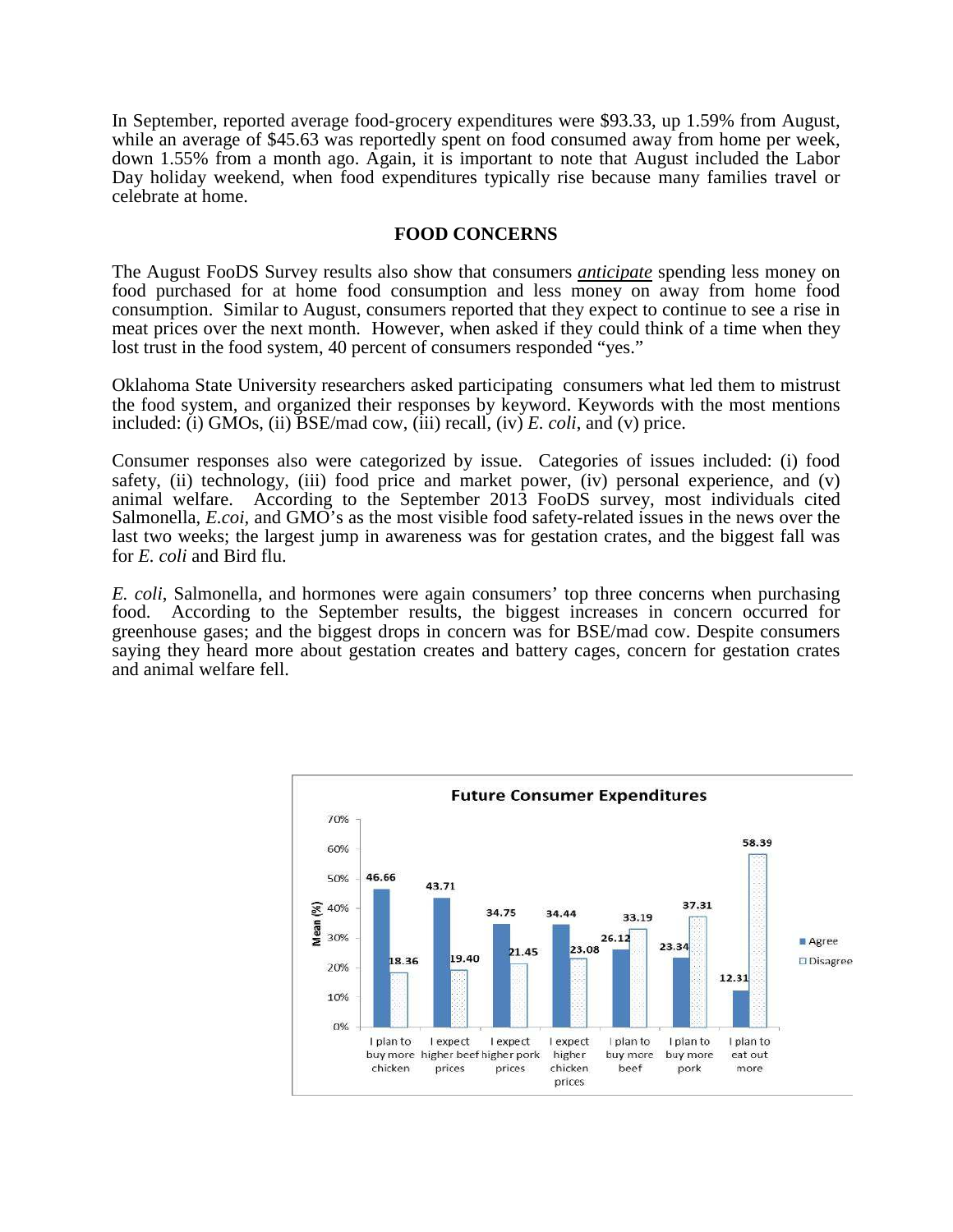In September, reported average food-grocery expenditures were $93.33, up 1.59% from August, while an average of $45.63 was reportedly spent on food consumed away from home per week, down 1.55% from a month ago. Again, it is important to note that August included the Labor Day holiday weekend, when food expenditures typically rise because many families travel or celebrate at home.

## FOOD CONCERNS

The August FooDS Survey results also show that consumers ***anticipate*** spending less money on food purchased for at home food consumption and less money on away from home food consumption. Similar to August, consumers reported that they expect to continue to see a rise in meat prices over the next month. However, when asked if they could think of a time when they lost trust in the food system, 40 percent of consumers responded "yes."

Oklahoma State University researchers asked participating consumers what led them to mistrust the food system, and organized their responses by keyword. Keywords with the most mentions included: (i) GMOs, (ii) BSE/mad cow, (iii) recall, (iv) *E. coli*, and (v) price.

Consumer responses also were categorized by issue. Categories of issues included: (i) food safety, (ii) technology, (iii) food price and market power, (iv) personal experience, and (v) animal welfare. According to the September 2013 FooDS survey, most individuals cited Salmonella, *E.coi*, and GMO's as the most visible food safety-related issues in the news over the last two weeks; the largest jump in awareness was for gestation crates, and the biggest fall was for *E. coli* and Bird flu.

*E. coli*, Salmonella, and hormones were again consumers' top three concerns when purchasing food. According to the September results, the biggest increases in concern occurred for greenhouse gases; and the biggest drops in concern was for BSE/mad cow. Despite consumers saying they heard more about gestation creates and battery cages, concern for gestation crates and animal welfare fell.

**Future Consumer Expenditures**

| Statement | Agree (Mean %) | Disagree (Mean %) |
|---|---|---|
| I plan to buy more chicken | 46.66 | 18.36 |
| I expect higher beef prices | 43.71 | 19.40 |
| I expect higher pork prices | 34.75 | 21.45 |
| I expect higher chicken prices | 34.44 | 23.08 |
| I plan to buy more beef | 26.12 | 33.19 |
| I plan to buy more pork | 23.34 | 37.31 |
| I plan to eat out more | 12.31 | 58.39 |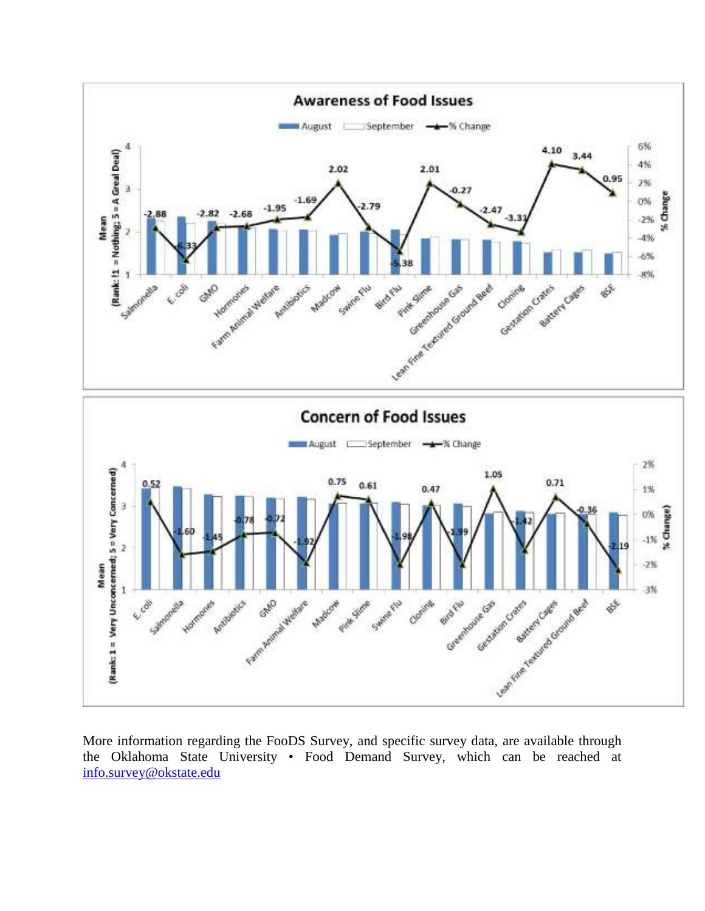Awareness of Food Issues

August
September
% Change

Mean
(Rank: 1 = Nothing; 5 = A Great Deal)

% Change

4
3
2
1

6%
4%
2%
0%
-2%
-4%
-6%
-8%

-2.88
-6.33
-2.82
-2.68
-1.95
-1.69
2.02
-2.79
-5.38
2.01
-0.27
-2.47
-3.31
4.10
3.44
0.95

Salmonella
E. coli
GMO
Hormones
Farm Animal Welfare
Antibiotics
Madcow
Swine Flu
Bird Flu
Pink Slime
Greenhouse Gas
Lean Fine Textured Ground Beef
Cloning
Gestation Crates
Battery Cages
BSE

Concern of Food Issues

August
September
% Change

Mean
(Rank: 1 = Very Unconcerned; 5 = Very Concerned)

% Change)

4
3
2
1

2%
1%
0%
-1%
-2%
-3%

0.52
-1.60
-1.45
-0.78
-0.72
-1.92
0.75
0.61
-1.98
0.47
-1.99
1.05
-1.42
0.71
-0.36
-2.19

E. coli
Salmonella
Hormones
Antibiotics
GMO
Farm Animal Welfare
Madcow
Pink Slime
Swine Flu
Cloning
Bird Flu
Greenhouse Gas
Gestation Crates
Battery Cages
Lean Fine Textured Ground Beef
BSE

More information regarding the FooDS Survey, and specific survey data, are available through the Oklahoma State University • Food Demand Survey, which can be reached at [info.survey@okstate.edu](mailto:info.survey@okstate.edu)